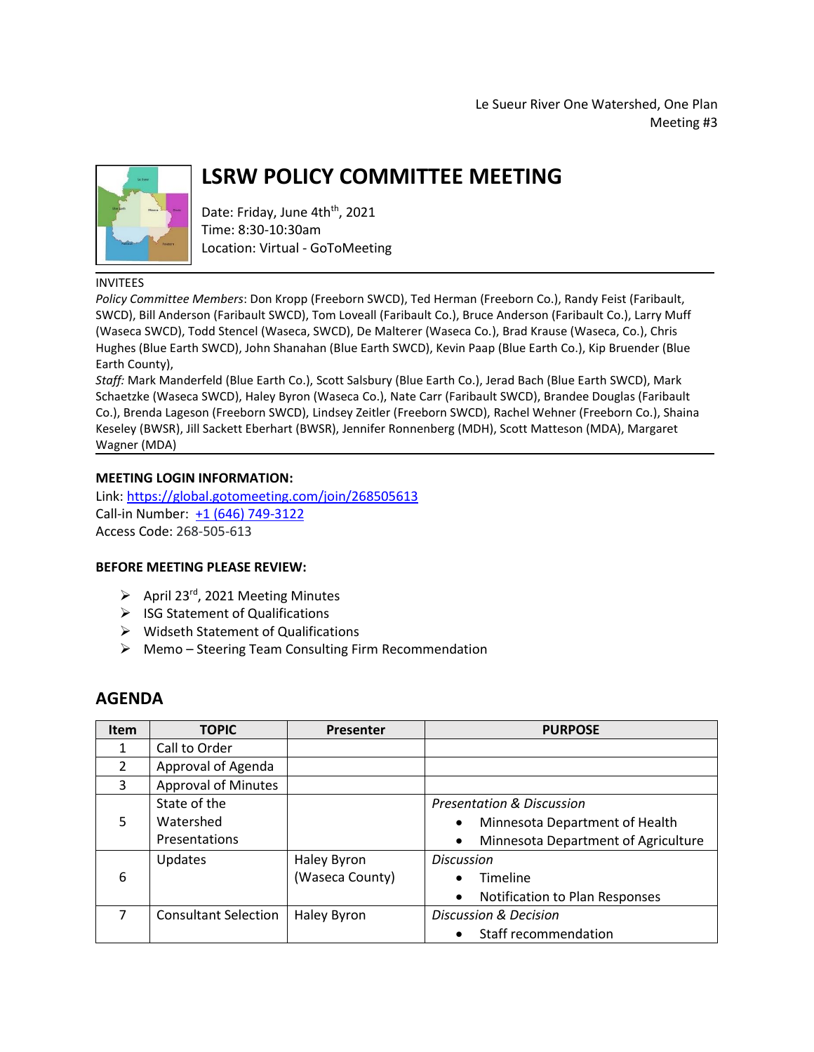Le Sueur River One Watershed, One Plan
Meeting #3

# LSRW POLICY COMMITTEE MEETING

Date: Friday, June 4th, 2021
Time: 8:30-10:30am
Location: Virtual - GoToMeeting

INVITEES

*Policy Committee Members*: Don Kropp (Freeborn SWCD), Ted Herman (Freeborn Co.), Randy Feist (Faribault, SWCD), Bill Anderson (Faribault SWCD), Tom Loveall (Faribault Co.), Bruce Anderson (Faribault Co.), Larry Muff (Waseca SWCD), Todd Stencel (Waseca, SWCD), De Malterer (Waseca Co.), Brad Krause (Waseca, Co.), Chris Hughes (Blue Earth SWCD), John Shanahan (Blue Earth SWCD), Kevin Paap (Blue Earth Co.), Kip Bruender (Blue Earth County),

*Staff:* Mark Manderfeld (Blue Earth Co.), Scott Salsbury (Blue Earth Co.), Jerad Bach (Blue Earth SWCD), Mark Schaetzke (Waseca SWCD), Haley Byron (Waseca Co.), Nate Carr (Faribault SWCD), Brandee Douglas (Faribault Co.), Brenda Lageson (Freeborn SWCD), Lindsey Zeitler (Freeborn SWCD), Rachel Wehner (Freeborn Co.), Shaina Keseley (BWSR), Jill Sackett Eberhart (BWSR), Jennifer Ronnenberg (MDH), Scott Matteson (MDA), Margaret Wagner (MDA)

**MEETING LOGIN INFORMATION:**

Link: https://global.gotomeeting.com/join/268505613
Call-in Number: +1 (646) 749-3122
Access Code: 268-505-613

**BEFORE MEETING PLEASE REVIEW:**

- April 23rd, 2021 Meeting Minutes
- ISG Statement of Qualifications
- Widseth Statement of Qualifications
- Memo – Steering Team Consulting Firm Recommendation

## AGENDA

| Item | TOPIC | Presenter | PURPOSE |
|---|---|---|---|
| 1 | Call to Order | | |
| 2 | Approval of Agenda | | |
| 3 | Approval of Minutes | | |
| 5 | State of the Watershed Presentations | | *Presentation & Discussion*<br>• Minnesota Department of Health<br>• Minnesota Department of Agriculture |
| 6 | Updates | Haley Byron (Waseca County) | *Discussion*<br>• Timeline<br>• Notification to Plan Responses |
| 7 | Consultant Selection | Haley Byron | *Discussion & Decision*<br>• Staff recommendation |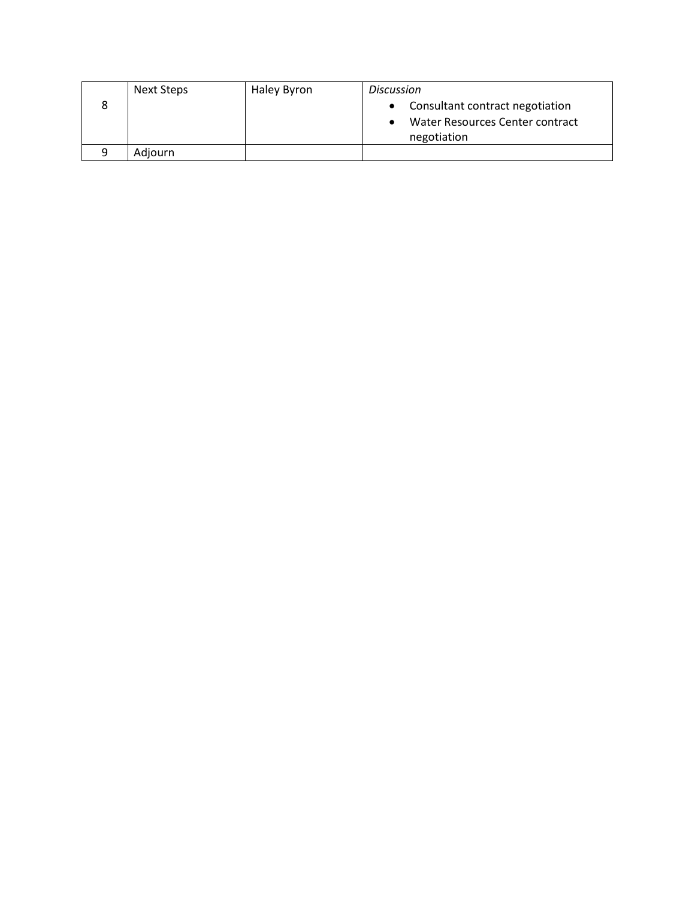| | | | |
|---|---|---|---|
| 8 | Next Steps | Haley Byron | *Discussion*<br>• Consultant contract negotiation<br>• Water Resources Center contract negotiation |
| 9 | Adjourn | | |